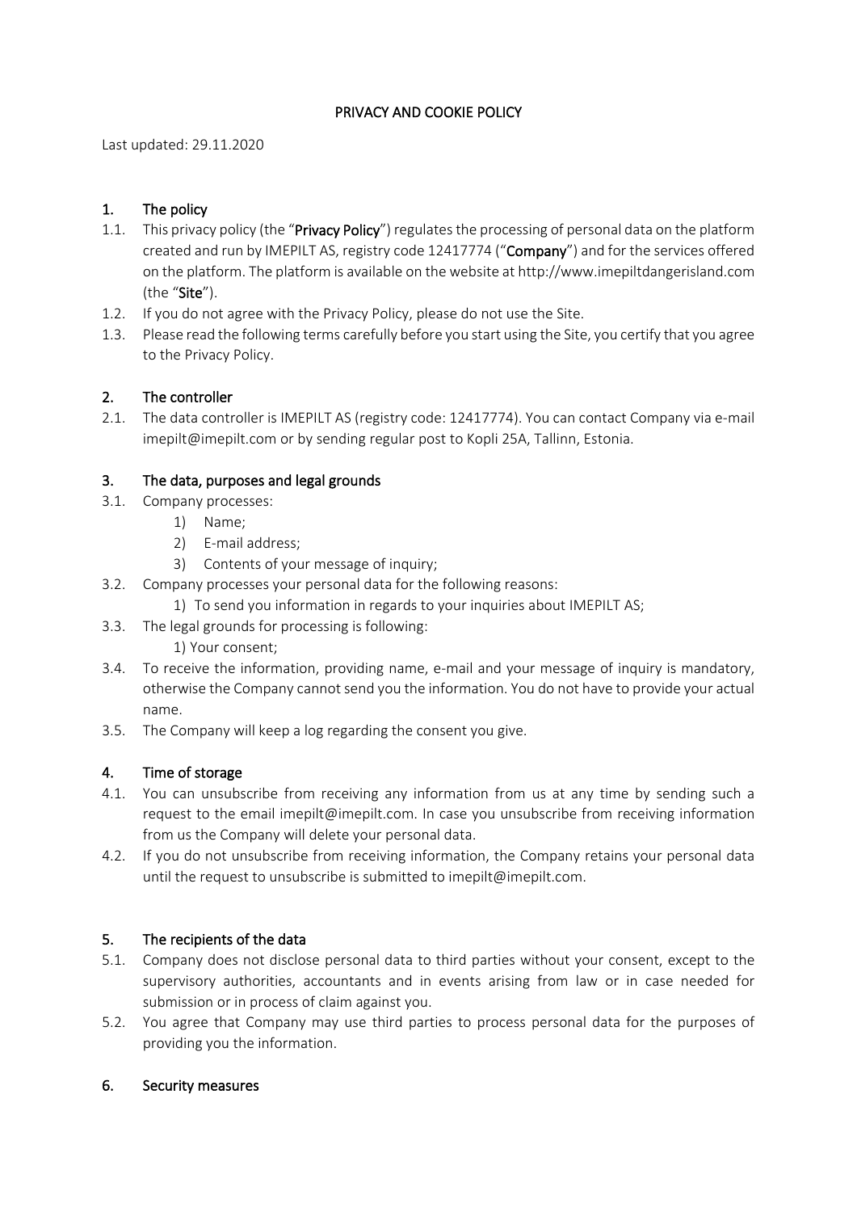# PRIVACY AND COOKIE POLICY

Last updated: 29.11.2020

## 1. The policy

1.1. This privacy policy (the "**Privacy Policy**") regulates the processing of personal data on the platform created and run by IMEPILT AS, registry code 12417774 ("**Company**") and for the services offered on the platform. The platform is available on the website at http://www.imepiltdangerisland.com (the "**Site**").

1.2. If you do not agree with the Privacy Policy, please do not use the Site.

1.3. Please read the following terms carefully before you start using the Site, you certify that you agree to the Privacy Policy.

## 2. The controller

2.1. The data controller is IMEPILT AS (registry code: 12417774). You can contact Company via e-mail imepilt@imepilt.com or by sending regular post to Kopli 25A, Tallinn, Estonia.

## 3. The data, purposes and legal grounds

3.1. Company processes:

1) Name;
2) E-mail address;
3) Contents of your message of inquiry;

3.2. Company processes your personal data for the following reasons:

1) To send you information in regards to your inquiries about IMEPILT AS;

3.3. The legal grounds for processing is following:

1) Your consent;

3.4. To receive the information, providing name, e-mail and your message of inquiry is mandatory, otherwise the Company cannot send you the information. You do not have to provide your actual name.

3.5. The Company will keep a log regarding the consent you give.

## 4. Time of storage

4.1. You can unsubscribe from receiving any information from us at any time by sending such a request to the email imepilt@imepilt.com. In case you unsubscribe from receiving information from us the Company will delete your personal data.

4.2. If you do not unsubscribe from receiving information, the Company retains your personal data until the request to unsubscribe is submitted to imepilt@imepilt.com.

## 5. The recipients of the data

5.1. Company does not disclose personal data to third parties without your consent, except to the supervisory authorities, accountants and in events arising from law or in case needed for submission or in process of claim against you.

5.2. You agree that Company may use third parties to process personal data for the purposes of providing you the information.

## 6. Security measures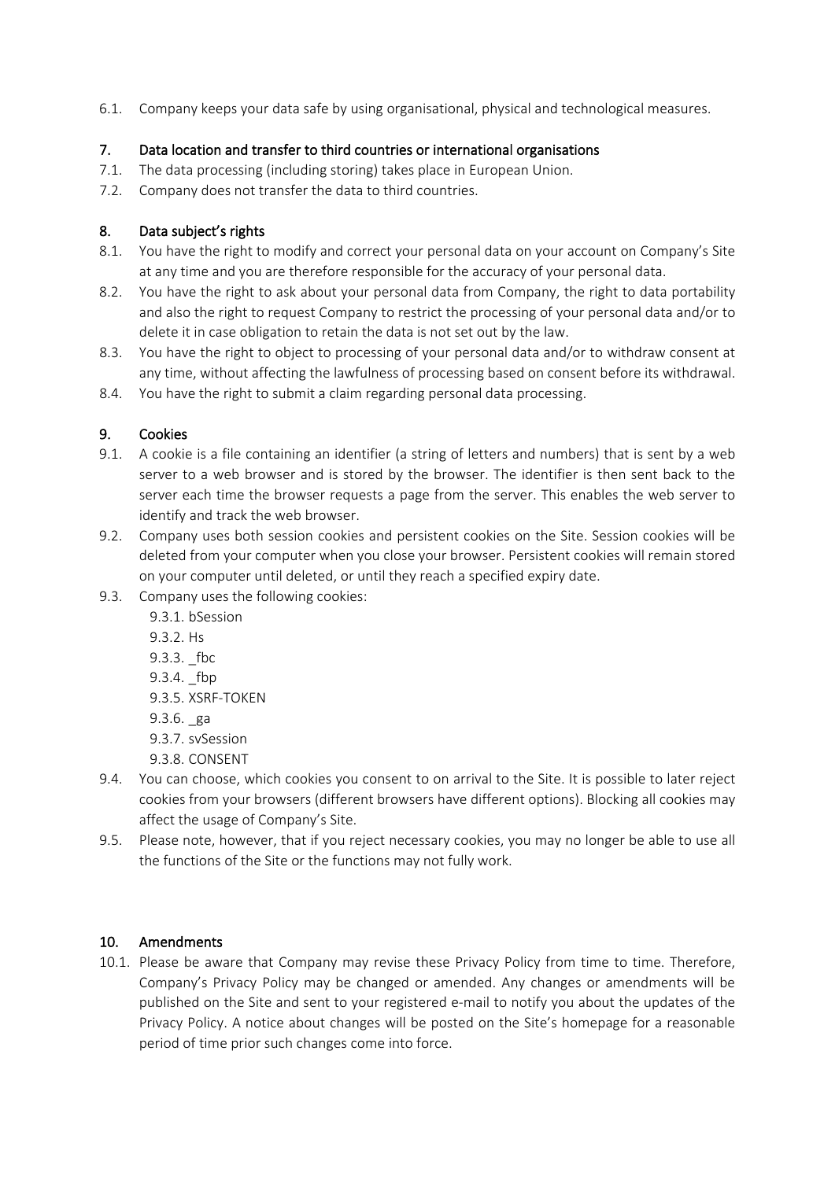6.1. Company keeps your data safe by using organisational, physical and technological measures.

## 7. Data location and transfer to third countries or international organisations

7.1. The data processing (including storing) takes place in European Union.

7.2. Company does not transfer the data to third countries.

## 8. Data subject's rights

8.1. You have the right to modify and correct your personal data on your account on Company's Site at any time and you are therefore responsible for the accuracy of your personal data.

8.2. You have the right to ask about your personal data from Company, the right to data portability and also the right to request Company to restrict the processing of your personal data and/or to delete it in case obligation to retain the data is not set out by the law.

8.3. You have the right to object to processing of your personal data and/or to withdraw consent at any time, without affecting the lawfulness of processing based on consent before its withdrawal.

8.4. You have the right to submit a claim regarding personal data processing.

## 9. Cookies

9.1. A cookie is a file containing an identifier (a string of letters and numbers) that is sent by a web server to a web browser and is stored by the browser. The identifier is then sent back to the server each time the browser requests a page from the server. This enables the web server to identify and track the web browser.

9.2. Company uses both session cookies and persistent cookies on the Site. Session cookies will be deleted from your computer when you close your browser. Persistent cookies will remain stored on your computer until deleted, or until they reach a specified expiry date.

9.3. Company uses the following cookies:

- 9.3.1. bSession
- 9.3.2. Hs
- 9.3.3. _fbc
- 9.3.4. _fbp
- 9.3.5. XSRF-TOKEN
- 9.3.6. _ga
- 9.3.7. svSession
- 9.3.8. CONSENT

9.4. You can choose, which cookies you consent to on arrival to the Site. It is possible to later reject cookies from your browsers (different browsers have different options). Blocking all cookies may affect the usage of Company's Site.

9.5. Please note, however, that if you reject necessary cookies, you may no longer be able to use all the functions of the Site or the functions may not fully work.

## 10. Amendments

10.1. Please be aware that Company may revise these Privacy Policy from time to time. Therefore, Company's Privacy Policy may be changed or amended. Any changes or amendments will be published on the Site and sent to your registered e-mail to notify you about the updates of the Privacy Policy. A notice about changes will be posted on the Site's homepage for a reasonable period of time prior such changes come into force.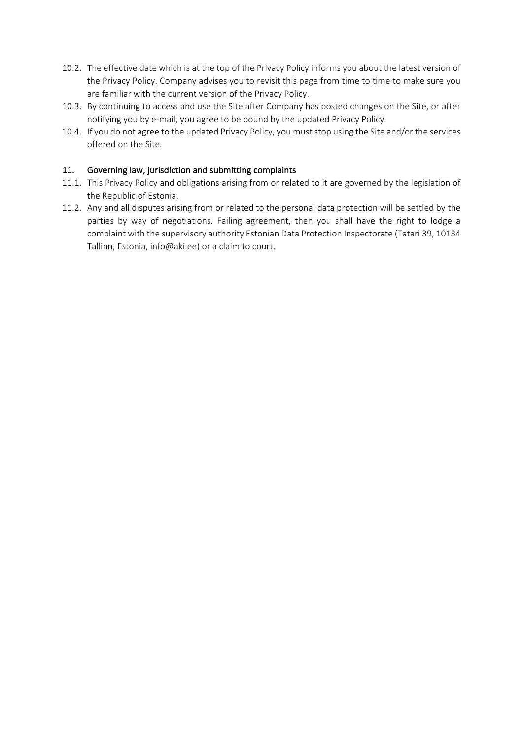10.2. The effective date which is at the top of the Privacy Policy informs you about the latest version of the Privacy Policy. Company advises you to revisit this page from time to time to make sure you are familiar with the current version of the Privacy Policy.

10.3. By continuing to access and use the Site after Company has posted changes on the Site, or after notifying you by e-mail, you agree to be bound by the updated Privacy Policy.

10.4. If you do not agree to the updated Privacy Policy, you must stop using the Site and/or the services offered on the Site.

## 11. Governing law, jurisdiction and submitting complaints

11.1. This Privacy Policy and obligations arising from or related to it are governed by the legislation of the Republic of Estonia.

11.2. Any and all disputes arising from or related to the personal data protection will be settled by the parties by way of negotiations. Failing agreement, then you shall have the right to lodge a complaint with the supervisory authority Estonian Data Protection Inspectorate (Tatari 39, 10134 Tallinn, Estonia, info@aki.ee) or a claim to court.